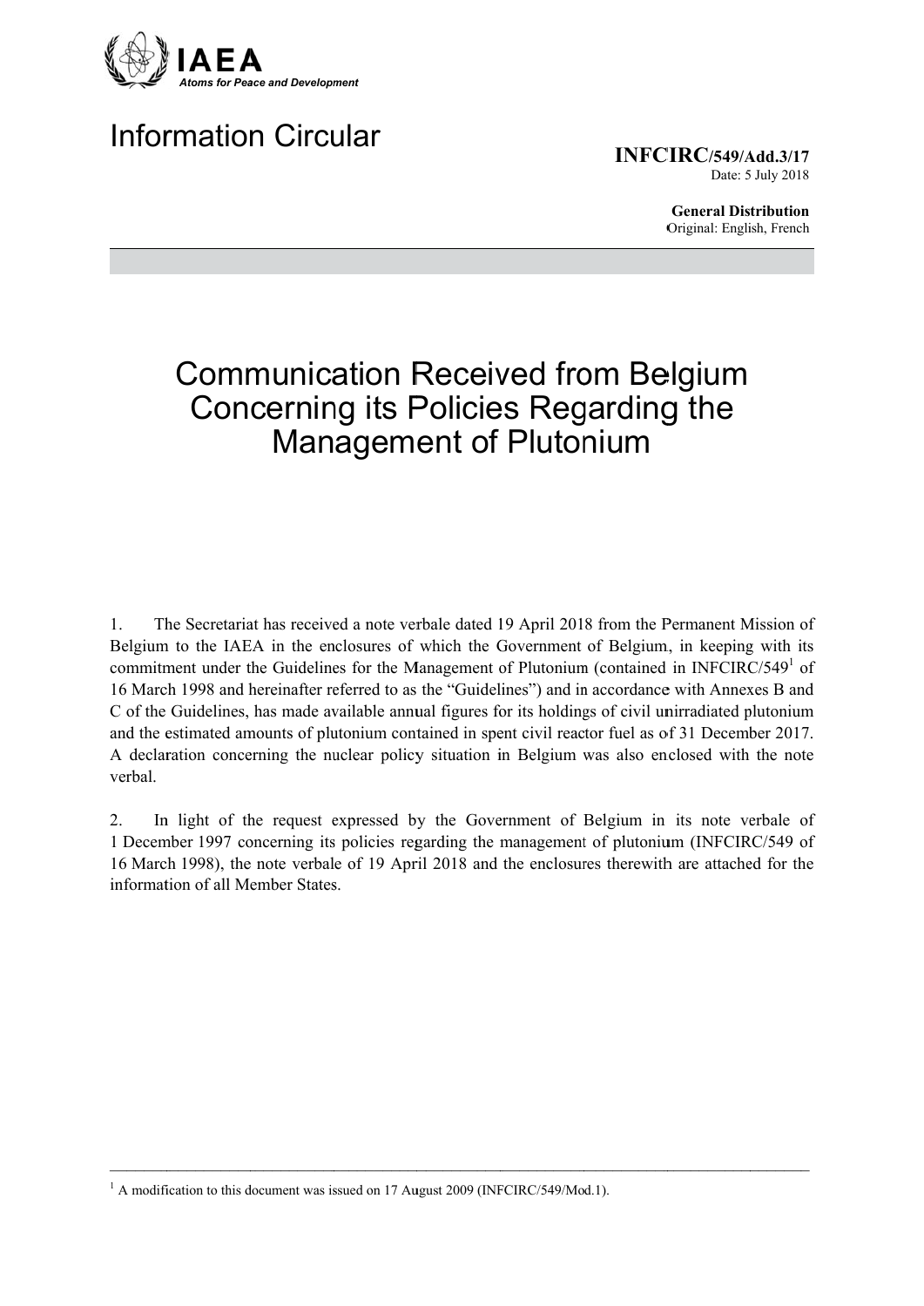IAEA

*Atoms for Peace and Development*

# Information Circular

**INFCIRC/549/Add.3/17**
Date: 5 July 2018

**General Distribution**
Original: English, French

# Communication Received from Belgium Concerning its Policies Regarding the Management of Plutonium

1. The Secretariat has received a note verbale dated 19 April 2018 from the Permanent Mission of Belgium to the IAEA in the enclosures of which the Government of Belgium, in keeping with its commitment under the Guidelines for the Management of Plutonium (contained in INFCIRC/549[1] of 16 March 1998 and hereinafter referred to as the "Guidelines") and in accordance with Annexes B and C of the Guidelines, has made available annual figures for its holdings of civil unirradiated plutonium and the estimated amounts of plutonium contained in spent civil reactor fuel as of 31 December 2017. A declaration concerning the nuclear policy situation in Belgium was also enclosed with the note verbal.

2. In light of the request expressed by the Government of Belgium in its note verbale of 1 December 1997 concerning its policies regarding the management of plutonium (INFCIRC/549 of 16 March 1998), the note verbale of 19 April 2018 and the enclosures therewith are attached for the information of all Member States.

---

[1] A modification to this document was issued on 17 August 2009 (INFCIRC/549/Mod.1).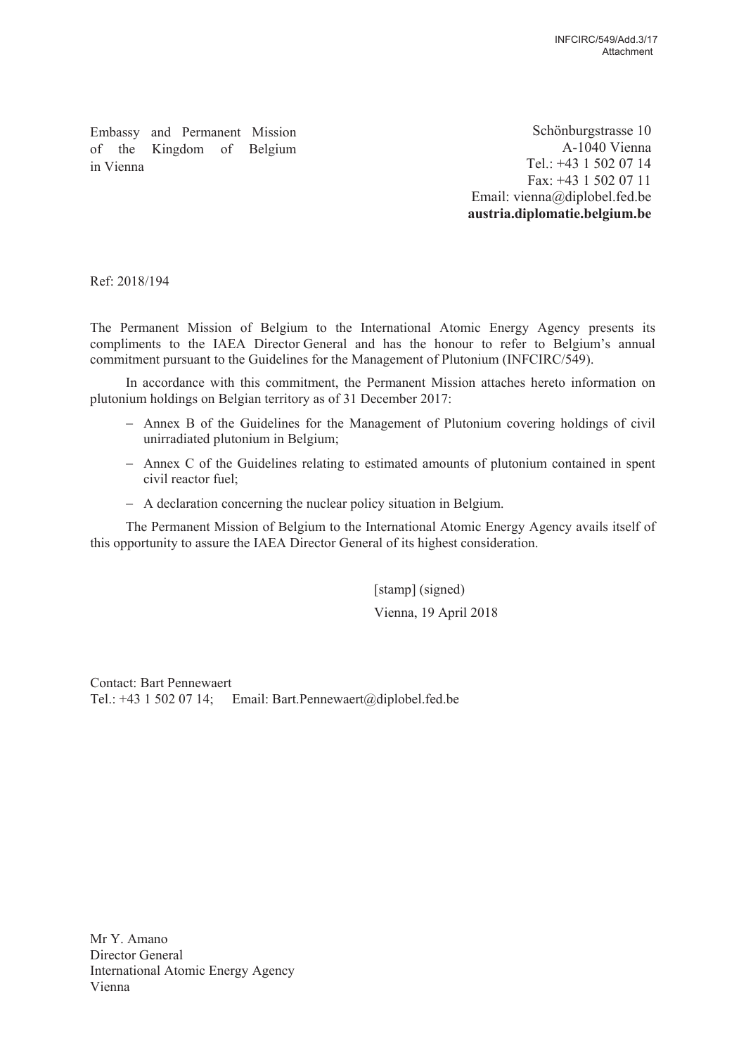Embassy and Permanent Mission of the Kingdom of Belgium in Vienna

Schönburgstrasse 10
A-1040 Vienna
Tel.: +43 1 502 07 14
Fax: +43 1 502 07 11
Email: vienna@diplobel.fed.be
**austria.diplomatie.belgium.be**

Ref: 2018/194

The Permanent Mission of Belgium to the International Atomic Energy Agency presents its compliments to the IAEA Director General and has the honour to refer to Belgium's annual commitment pursuant to the Guidelines for the Management of Plutonium (INFCIRC/549).

In accordance with this commitment, the Permanent Mission attaches hereto information on plutonium holdings on Belgian territory as of 31 December 2017:

- Annex B of the Guidelines for the Management of Plutonium covering holdings of civil unirradiated plutonium in Belgium;
- Annex C of the Guidelines relating to estimated amounts of plutonium contained in spent civil reactor fuel;
- A declaration concerning the nuclear policy situation in Belgium.

The Permanent Mission of Belgium to the International Atomic Energy Agency avails itself of this opportunity to assure the IAEA Director General of its highest consideration.

[stamp] (signed)

Vienna, 19 April 2018

Contact: Bart Pennewaert
Tel.: +43 1 502 07 14; Email: Bart.Pennewaert@diplobel.fed.be

Mr Y. Amano
Director General
International Atomic Energy Agency
Vienna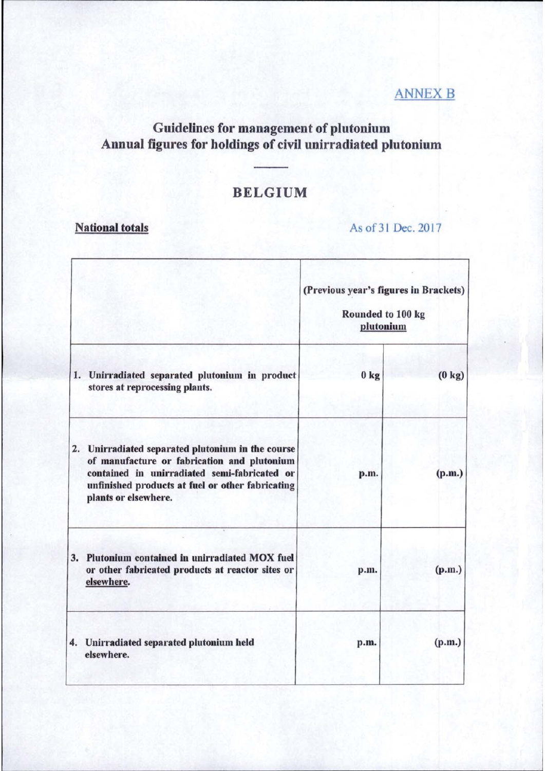ANNEX B

## Guidelines for management of plutonium
## Annual figures for holdings of civil unirradiated plutonium

## BELGIUM

**National totals** As of 31 Dec. 2017

| | (Previous year's figures in Brackets) Rounded to 100 kg plutonium | |
|---|---|---|
| **1. Unirradiated separated plutonium in product stores at reprocessing plants.** | **0 kg** | **(0 kg)** |
| **2. Unirradiated separated plutonium in the course of manufacture or fabrication and plutonium contained in unirradiated semi-fabricated or unfinished products at fuel or other fabricating plants or elsewhere.** | **p.m.** | **(p.m.)** |
| **3. Plutonium contained in unirradiated MOX fuel or other fabricated products at reactor sites or elsewhere.** | **p.m.** | **(p.m.)** |
| **4. Unirradiated separated plutonium held elsewhere.** | **p.m.** | **(p.m.)** |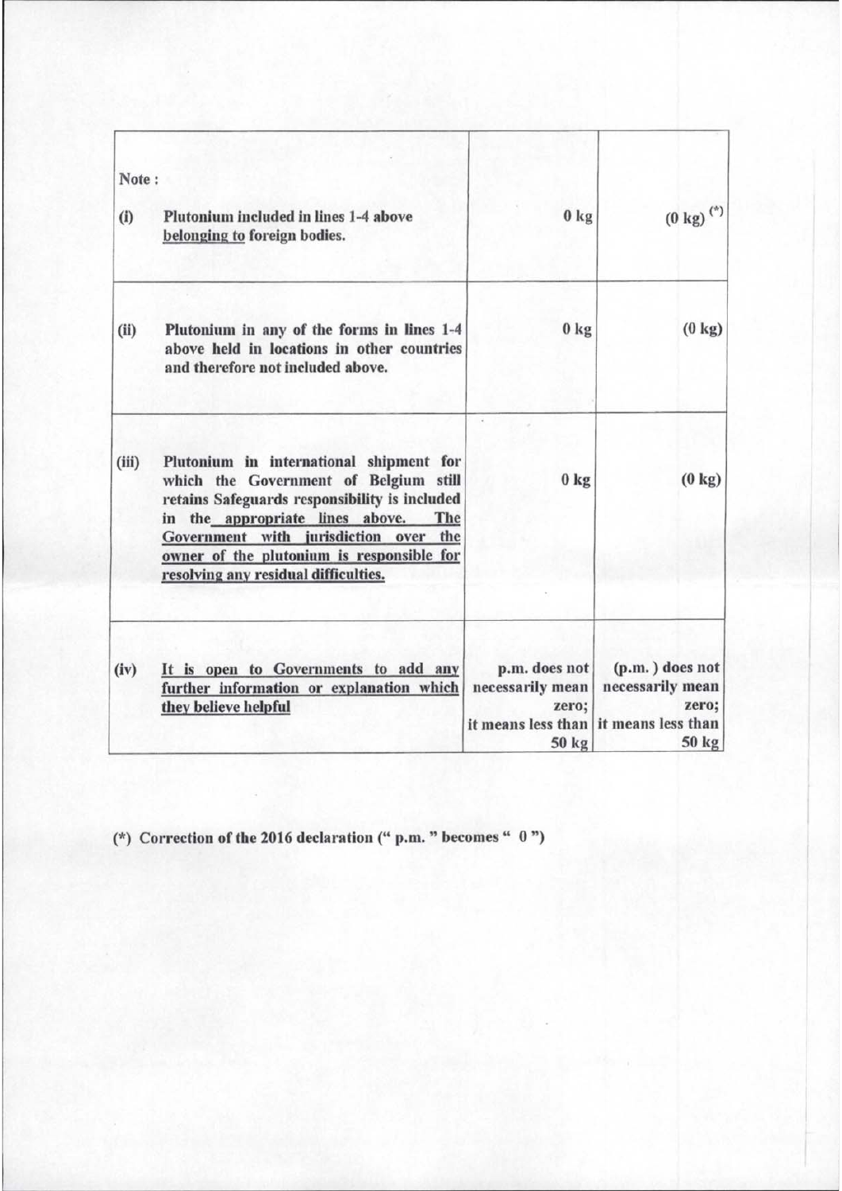| Note : | | | |
|---|---|---|---|
| (i) | Plutonium included in lines 1-4 above belonging to foreign bodies. | 0 kg | (0 kg) (*) |
| (ii) | Plutonium in any of the forms in lines 1-4 above held in locations in other countries and therefore not included above. | 0 kg | (0 kg) |
| (iii) | Plutonium in international shipment for which the Government of Belgium still retains Safeguards responsibility is included in the appropriate lines above. The Government with jurisdiction over the owner of the plutonium is responsible for resolving any residual difficulties. | 0 kg | (0 kg) |
| (iv) | It is open to Governments to add any further information or explanation which they believe helpful | p.m. does not necessarily mean zero; it means less than 50 kg | (p.m. ) does not necessarily mean zero; it means less than 50 kg |

(*) Correction of the 2016 declaration (" p.m. " becomes " 0 ")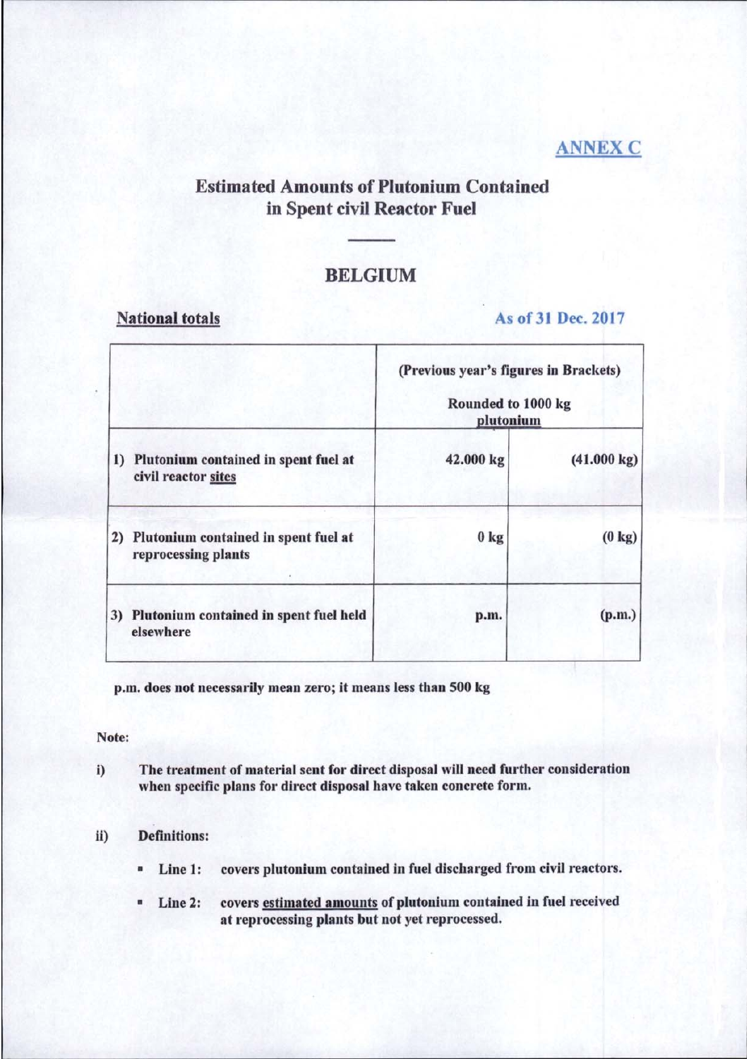**ANNEX C**

# Estimated Amounts of Plutonium Contained in Spent civil Reactor Fuel

## BELGIUM

**National totals** **As of 31 Dec. 2017**

| | (Previous year's figures in Brackets) Rounded to 1000 kg plutonium | |
|---|---|---|
| 1) Plutonium contained in spent fuel at civil reactor sites | 42.000 kg | (41.000 kg) |
| 2) Plutonium contained in spent fuel at reprocessing plants | 0 kg | (0 kg) |
| 3) Plutonium contained in spent fuel held elsewhere | p.m. | (p.m.) |

**p.m. does not necessarily mean zero; it means less than 500 kg**

**Note:**

i) The treatment of material sent for direct disposal will need further consideration when specific plans for direct disposal have taken concrete form.

ii) Definitions:

- Line 1: covers plutonium contained in fuel discharged from civil reactors.
- Line 2: covers estimated amounts of plutonium contained in fuel received at reprocessing plants but not yet reprocessed.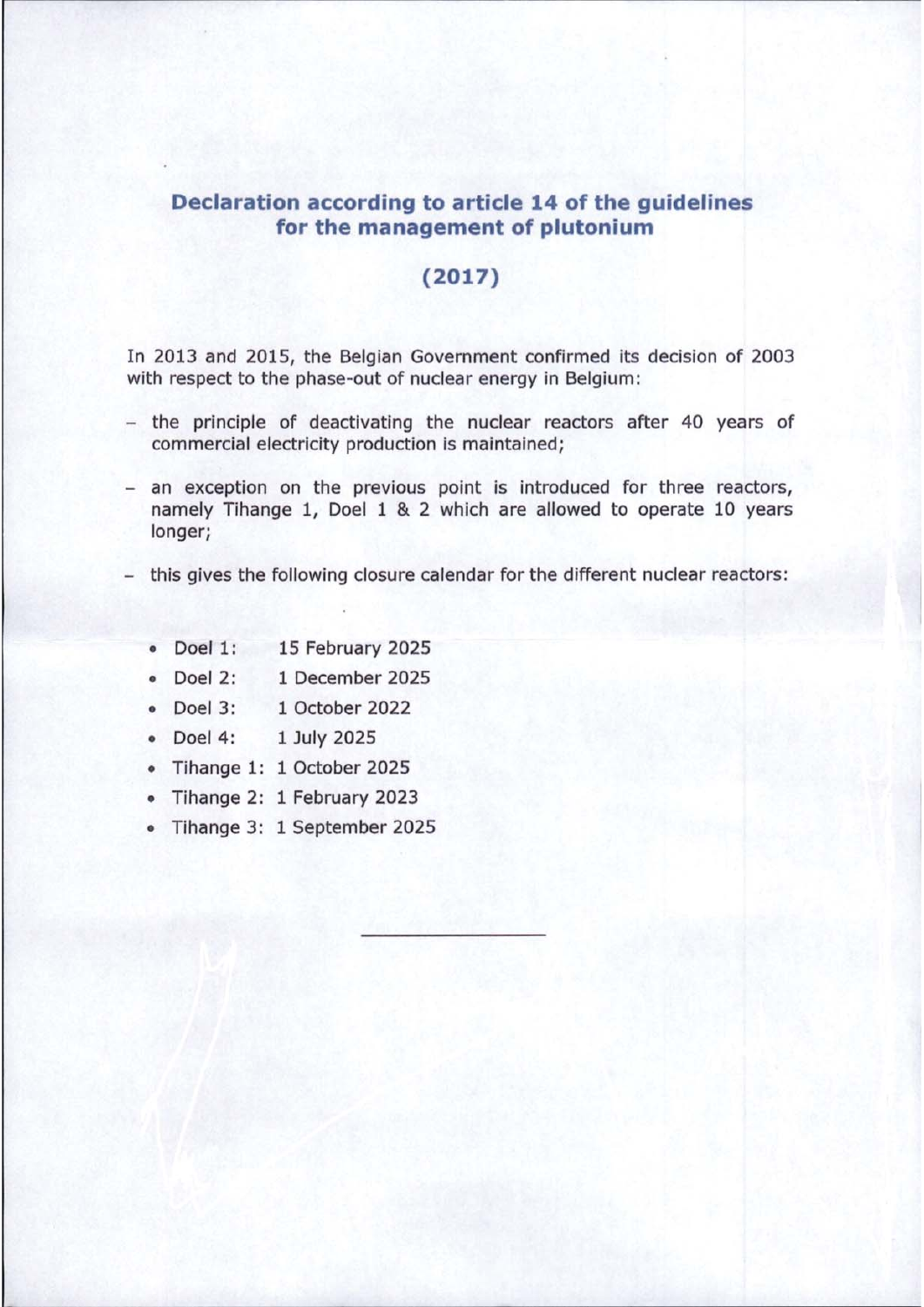## Declaration according to article 14 of the guidelines for the management of plutonium

## (2017)

In 2013 and 2015, the Belgian Government confirmed its decision of 2003 with respect to the phase-out of nuclear energy in Belgium:

- the principle of deactivating the nuclear reactors after 40 years of commercial electricity production is maintained;
- an exception on the previous point is introduced for three reactors, namely Tihange 1, Doel 1 & 2 which are allowed to operate 10 years longer;
- this gives the following closure calendar for the different nuclear reactors:

  - Doel 1: 15 February 2025
  - Doel 2: 1 December 2025
  - Doel 3: 1 October 2022
  - Doel 4: 1 July 2025
  - Tihange 1: 1 October 2025
  - Tihange 2: 1 February 2023
  - Tihange 3: 1 September 2025

---